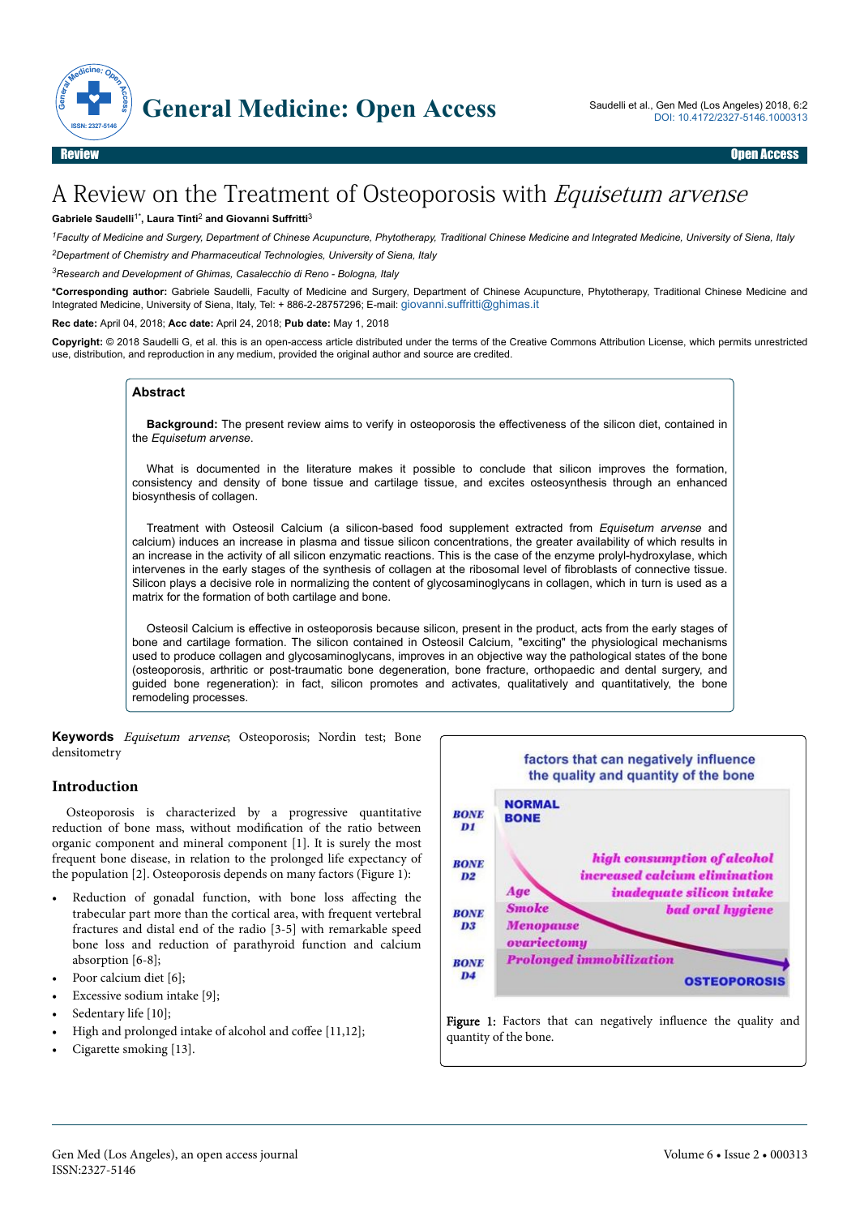Review | Open Access

# A Review on the Treatment of Osteoporosis with *Equisetum arvense*

**Gabriele Saudelli[1*], Laura Tinti[2] and Giovanni Suffritti[3]**

[1]Faculty of Medicine and Surgery, Department of Chinese Acupuncture, Phytotherapy, Traditional Chinese Medicine and Integrated Medicine, University of Siena, Italy

[2]Department of Chemistry and Pharmaceutical Technologies, University of Siena, Italy

[3]Research and Development of Ghimas, Casalecchio di Reno - Bologna, Italy

**\*Corresponding author:** Gabriele Saudelli, Faculty of Medicine and Surgery, Department of Chinese Acupuncture, Phytotherapy, Traditional Chinese Medicine and Integrated Medicine, University of Siena, Italy, Tel: + 886-2-28757296; E-mail: giovanni.suffritti@ghimas.it

**Rec date:** April 04, 2018; **Acc date:** April 24, 2018; **Pub date:** May 1, 2018

**Copyright:** © 2018 Saudelli G, et al. this is an open-access article distributed under the terms of the Creative Commons Attribution License, which permits unrestricted use, distribution, and reproduction in any medium, provided the original author and source are credited.

## Abstract

**Background:** The present review aims to verify in osteoporosis the effectiveness of the silicon diet, contained in the *Equisetum arvense*.

What is documented in the literature makes it possible to conclude that silicon improves the formation, consistency and density of bone tissue and cartilage tissue, and excites osteosynthesis through an enhanced biosynthesis of collagen.

Treatment with Osteosil Calcium (a silicon-based food supplement extracted from *Equisetum arvense* and calcium) induces an increase in plasma and tissue silicon concentrations, the greater availability of which results in an increase in the activity of all silicon enzymatic reactions. This is the case of the enzyme prolyl-hydroxylase, which intervenes in the early stages of the synthesis of collagen at the ribosomal level of fibroblasts of connective tissue. Silicon plays a decisive role in normalizing the content of glycosaminoglycans in collagen, which in turn is used as a matrix for the formation of both cartilage and bone.

Osteosil Calcium is effective in osteoporosis because silicon, present in the product, acts from the early stages of bone and cartilage formation. The silicon contained in Osteosil Calcium, "exciting" the physiological mechanisms used to produce collagen and glycosaminoglycans, improves in an objective way the pathological states of the bone (osteoporosis, arthritic or post-traumatic bone degeneration, bone fracture, orthopaedic and dental surgery, and guided bone regeneration): in fact, silicon promotes and activates, qualitatively and quantitatively, the bone remodeling processes.

**Keywords** *Equisetum arvense*; Osteoporosis; Nordin test; Bone densitometry

## Introduction

Osteoporosis is characterized by a progressive quantitative reduction of bone mass, without modification of the ratio between organic component and mineral component [1]. It is surely the most frequent bone disease, in relation to the prolonged life expectancy of the population [2]. Osteoporosis depends on many factors (Figure 1):

- Reduction of gonadal function, with bone loss affecting the trabecular part more than the cortical area, with frequent vertebral fractures and distal end of the radio [3-5] with remarkable speed bone loss and reduction of parathyroid function and calcium absorption [6-8];
- Poor calcium diet [6];
- Excessive sodium intake [9];
- Sedentary life [10];
- High and prolonged intake of alcohol and coffee [11,12];
- Cigarette smoking [13].

Figure 1: Factors that can negatively influence the quality and quantity of the bone.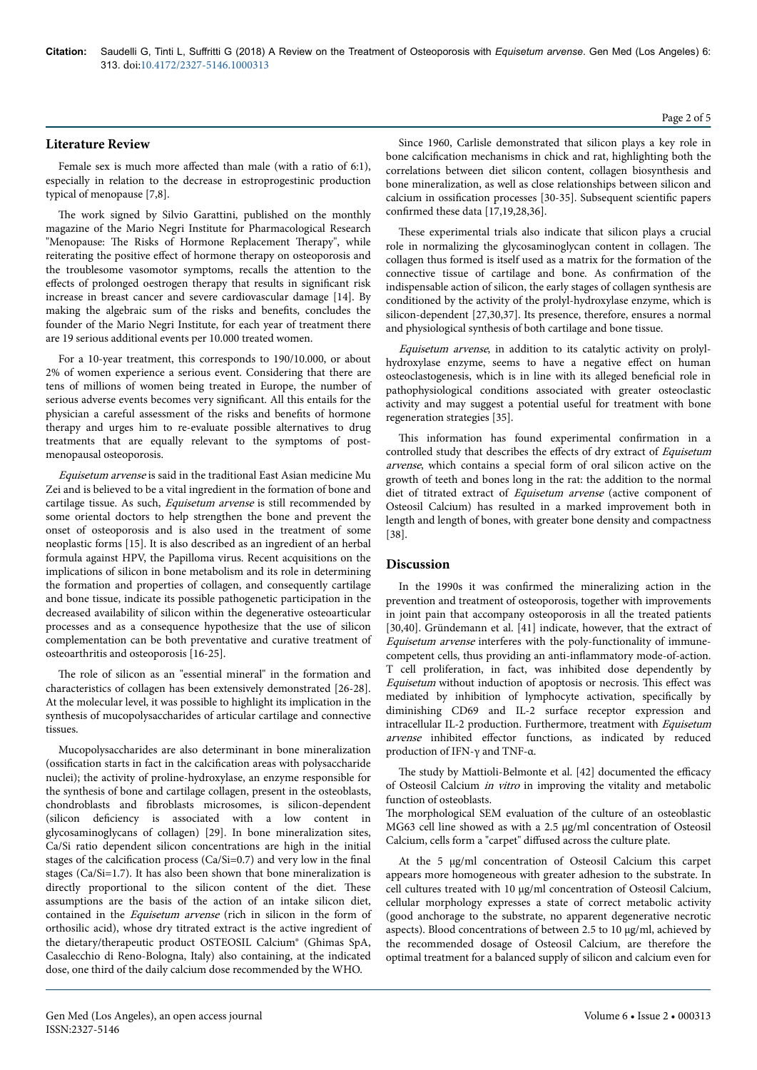## Literature Review

Female sex is much more affected than male (with a ratio of 6:1), especially in relation to the decrease in estroprogestinic production typical of menopause [7,8].

The work signed by Silvio Garattini, published on the monthly magazine of the Mario Negri Institute for Pharmacological Research "Menopause: The Risks of Hormone Replacement Therapy", while reiterating the positive effect of hormone therapy on osteoporosis and the troublesome vasomotor symptoms, recalls the attention to the effects of prolonged oestrogen therapy that results in significant risk increase in breast cancer and severe cardiovascular damage [14]. By making the algebraic sum of the risks and benefits, concludes the founder of the Mario Negri Institute, for each year of treatment there are 19 serious additional events per 10.000 treated women.

For a 10-year treatment, this corresponds to 190/10.000, or about 2% of women experience a serious event. Considering that there are tens of millions of women being treated in Europe, the number of serious adverse events becomes very significant. All this entails for the physician a careful assessment of the risks and benefits of hormone therapy and urges him to re-evaluate possible alternatives to drug treatments that are equally relevant to the symptoms of post-menopausal osteoporosis.

*Equisetum arvense* is said in the traditional East Asian medicine Mu Zei and is believed to be a vital ingredient in the formation of bone and cartilage tissue. As such, *Equisetum arvense* is still recommended by some oriental doctors to help strengthen the bone and prevent the onset of osteoporosis and is also used in the treatment of some neoplastic forms [15]. It is also described as an ingredient of an herbal formula against HPV, the Papilloma virus. Recent acquisitions on the implications of silicon in bone metabolism and its role in determining the formation and properties of collagen, and consequently cartilage and bone tissue, indicate its possible pathogenetic participation in the decreased availability of silicon within the degenerative osteoarticular processes and as a consequence hypothesize that the use of silicon complementation can be both preventative and curative treatment of osteoarthritis and osteoporosis [16-25].

The role of silicon as an "essential mineral" in the formation and characteristics of collagen has been extensively demonstrated [26-28]. At the molecular level, it was possible to highlight its implication in the synthesis of mucopolysaccharides of articular cartilage and connective tissues.

Mucopolysaccharides are also determinant in bone mineralization (ossification starts in fact in the calcification areas with polysaccharide nuclei); the activity of proline-hydroxylase, an enzyme responsible for the synthesis of bone and cartilage collagen, present in the osteoblasts, chondroblasts and fibroblasts microsomes, is silicon-dependent (silicon deficiency is associated with a low content in glycosaminoglycans of collagen) [29]. In bone mineralization sites, Ca/Si ratio dependent silicon concentrations are high in the initial stages of the calcification process (Ca/Si=0.7) and very low in the final stages (Ca/Si=1.7). It has also been shown that bone mineralization is directly proportional to the silicon content of the diet. These assumptions are the basis of the action of an intake silicon diet, contained in the *Equisetum arvense* (rich in silicon in the form of orthosilic acid), whose dry titrated extract is the active ingredient of the dietary/therapeutic product OSTEOSIL Calcium® (Ghimas SpA, Casalecchio di Reno-Bologna, Italy) also containing, at the indicated dose, one third of the daily calcium dose recommended by the WHO.

Since 1960, Carlisle demonstrated that silicon plays a key role in bone calcification mechanisms in chick and rat, highlighting both the correlations between diet silicon content, collagen biosynthesis and bone mineralization, as well as close relationships between silicon and calcium in ossification processes [30-35]. Subsequent scientific papers confirmed these data [17,19,28,36].

These experimental trials also indicate that silicon plays a crucial role in normalizing the glycosaminoglycan content in collagen. The collagen thus formed is itself used as a matrix for the formation of the connective tissue of cartilage and bone. As confirmation of the indispensable action of silicon, the early stages of collagen synthesis are conditioned by the activity of the prolyl-hydroxylase enzyme, which is silicon-dependent [27,30,37]. Its presence, therefore, ensures a normal and physiological synthesis of both cartilage and bone tissue.

*Equisetum arvense*, in addition to its catalytic activity on prolyl-hydroxylase enzyme, seems to have a negative effect on human osteoclastogenesis, which is in line with its alleged beneficial role in pathophysiological conditions associated with greater osteoclastic activity and may suggest a potential useful for treatment with bone regeneration strategies [35].

This information has found experimental confirmation in a controlled study that describes the effects of dry extract of *Equisetum arvense*, which contains a special form of oral silicon active on the growth of teeth and bones long in the rat: the addition to the normal diet of titrated extract of *Equisetum arvense* (active component of Osteosil Calcium) has resulted in a marked improvement both in length and length of bones, with greater bone density and compactness [38].

## Discussion

In the 1990s it was confirmed the mineralizing action in the prevention and treatment of osteoporosis, together with improvements in joint pain that accompany osteoporosis in all the treated patients [30,40]. Gründemann et al. [41] indicate, however, that the extract of *Equisetum arvense* interferes with the poly-functionality of immune-competent cells, thus providing an anti-inflammatory mode-of-action. T cell proliferation, in fact, was inhibited dose dependently by *Equisetum* without induction of apoptosis or necrosis. This effect was mediated by inhibition of lymphocyte activation, specifically by diminishing CD69 and IL-2 surface receptor expression and intracellular IL-2 production. Furthermore, treatment with *Equisetum arvense* inhibited effector functions, as indicated by reduced production of IFN-γ and TNF-α.

The study by Mattioli-Belmonte et al. [42] documented the efficacy of Osteosil Calcium *in vitro* in improving the vitality and metabolic function of osteoblasts.

The morphological SEM evaluation of the culture of an osteoblastic MG63 cell line showed as with a 2.5 μg/ml concentration of Osteosil Calcium, cells form a "carpet" diffused across the culture plate.

At the 5 μg/ml concentration of Osteosil Calcium this carpet appears more homogeneous with greater adhesion to the substrate. In cell cultures treated with 10 μg/ml concentration of Osteosil Calcium, cellular morphology expresses a state of correct metabolic activity (good anchorage to the substrate, no apparent degenerative necrotic aspects). Blood concentrations of between 2.5 to 10 μg/ml, achieved by the recommended dosage of Osteosil Calcium, are therefore the optimal treatment for a balanced supply of silicon and calcium even for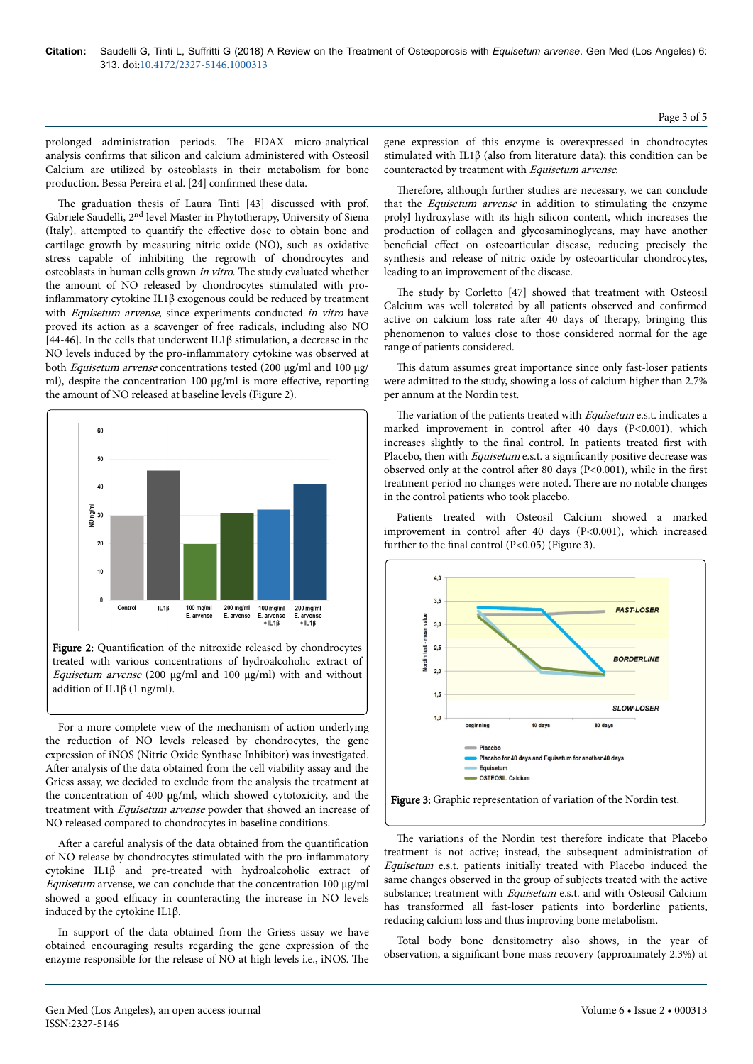prolonged administration periods. The EDAX micro-analytical analysis confirms that silicon and calcium administered with Osteosil Calcium are utilized by osteoblasts in their metabolism for bone production. Bessa Pereira et al. [24] confirmed these data.

The graduation thesis of Laura Tinti [43] discussed with prof. Gabriele Saudelli, 2nd level Master in Phytotherapy, University of Siena (Italy), attempted to quantify the effective dose to obtain bone and cartilage growth by measuring nitric oxide (NO), such as oxidative stress capable of inhibiting the regrowth of chondrocytes and osteoblasts in human cells grown *in vitro*. The study evaluated whether the amount of NO released by chondrocytes stimulated with pro-inflammatory cytokine IL1β exogenous could be reduced by treatment with *Equisetum arvense*, since experiments conducted *in vitro* have proved its action as a scavenger of free radicals, including also NO [44-46]. In the cells that underwent IL1β stimulation, a decrease in the NO levels induced by the pro-inflammatory cytokine was observed at both *Equisetum arvense* concentrations tested (200 µg/ml and 100 µg/ml), despite the concentration 100 µg/ml is more effective, reporting the amount of NO released at baseline levels (Figure 2).

**Figure 2:** Quantification of the nitroxide released by chondrocytes treated with various concentrations of hydroalcoholic extract of *Equisetum arvense* (200 µg/ml and 100 µg/ml) with and without addition of IL1β (1 ng/ml).

For a more complete view of the mechanism of action underlying the reduction of NO levels released by chondrocytes, the gene expression of iNOS (Nitric Oxide Synthase Inhibitor) was investigated. After analysis of the data obtained from the cell viability assay and the Griess assay, we decided to exclude from the analysis the treatment at the concentration of 400 µg/ml, which showed cytotoxicity, and the treatment with *Equisetum arvense* powder that showed an increase of NO released compared to chondrocytes in baseline conditions.

After a careful analysis of the data obtained from the quantification of NO release by chondrocytes stimulated with the pro-inflammatory cytokine IL1β and pre-treated with hydroalcoholic extract of *Equisetum* arvense, we can conclude that the concentration 100 µg/ml showed a good efficacy in counteracting the increase in NO levels induced by the cytokine IL1β.

In support of the data obtained from the Griess assay we have obtained encouraging results regarding the gene expression of the enzyme responsible for the release of NO at high levels i.e., iNOS. The gene expression of this enzyme is overexpressed in chondrocytes stimulated with IL1β (also from literature data); this condition can be counteracted by treatment with *Equisetum arvense*.

Therefore, although further studies are necessary, we can conclude that the *Equisetum arvense* in addition to stimulating the enzyme prolyl hydroxylase with its high silicon content, which increases the production of collagen and glycosaminoglycans, may have another beneficial effect on osteoarticular disease, reducing precisely the synthesis and release of nitric oxide by osteoarticular chondrocytes, leading to an improvement of the disease.

The study by Corletto [47] showed that treatment with Osteosil Calcium was well tolerated by all patients observed and confirmed active on calcium loss rate after 40 days of therapy, bringing this phenomenon to values close to those considered normal for the age range of patients considered.

This datum assumes great importance since only fast-loser patients were admitted to the study, showing a loss of calcium higher than 2.7% per annum at the Nordin test.

The variation of the patients treated with *Equisetum* e.s.t. indicates a marked improvement in control after 40 days ($P<0.001$), which increases slightly to the final control. In patients treated first with Placebo, then with *Equisetum* e.s.t. a significantly positive decrease was observed only at the control after 80 days ($P<0.001$), while in the first treatment period no changes were noted. There are no notable changes in the control patients who took placebo.

Patients treated with Osteosil Calcium showed a marked improvement in control after 40 days ($P<0.001$), which increased further to the final control ($P<0.05$) (Figure 3).

**Figure 3:** Graphic representation of variation of the Nordin test.

The variations of the Nordin test therefore indicate that Placebo treatment is not active; instead, the subsequent administration of *Equisetum* e.s.t. patients initially treated with Placebo induced the same changes observed in the group of subjects treated with the active substance; treatment with *Equisetum* e.s.t. and with Osteosil Calcium has transformed all fast-loser patients into borderline patients, reducing calcium loss and thus improving bone metabolism.

Total body bone densitometry also shows, in the year of observation, a significant bone mass recovery (approximately 2.3%) at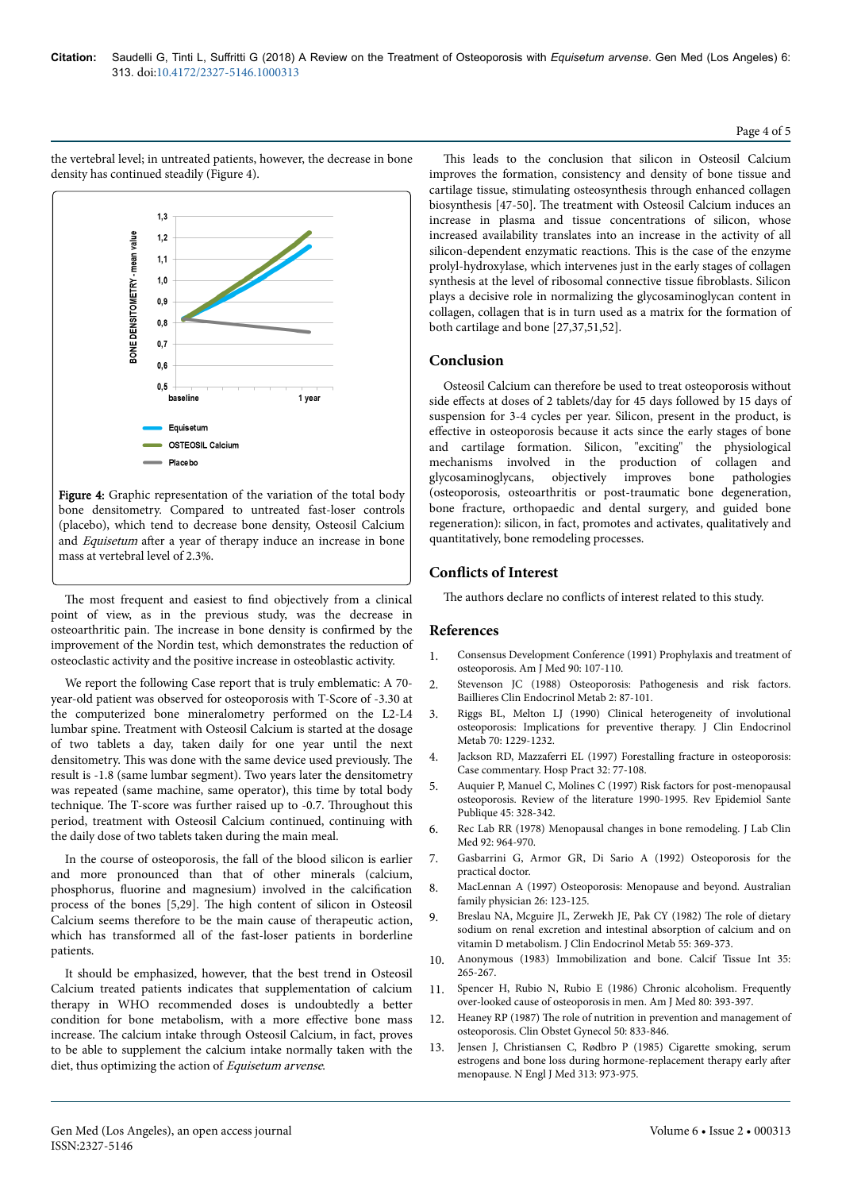the vertebral level; in untreated patients, however, the decrease in bone density has continued steadily (Figure 4).

**Figure 4:** Graphic representation of the variation of the total body bone densitometry. Compared to untreated fast-loser controls (placebo), which tend to decrease bone density, Osteosil Calcium and *Equisetum* after a year of therapy induce an increase in bone mass at vertebral level of 2.3%.

The most frequent and easiest to find objectively from a clinical point of view, as in the previous study, was the decrease in osteoarthritic pain. The increase in bone density is confirmed by the improvement of the Nordin test, which demonstrates the reduction of osteoclastic activity and the positive increase in osteoblastic activity.

We report the following Case report that is truly emblematic: A 70-year-old patient was observed for osteoporosis with T-Score of -3.30 at the computerized bone mineralometry performed on the L2-L4 lumbar spine. Treatment with Osteosil Calcium is started at the dosage of two tablets a day, taken daily for one year until the next densitometry. This was done with the same device used previously. The result is -1.8 (same lumbar segment). Two years later the densitometry was repeated (same machine, same operator), this time by total body technique. The T-score was further raised up to -0.7. Throughout this period, treatment with Osteosil Calcium continued, continuing with the daily dose of two tablets taken during the main meal.

In the course of osteoporosis, the fall of the blood silicon is earlier and more pronounced than that of other minerals (calcium, phosphorus, fluorine and magnesium) involved in the calcification process of the bones [5,29]. The high content of silicon in Osteosil Calcium seems therefore to be the main cause of therapeutic action, which has transformed all of the fast-loser patients in borderline patients.

It should be emphasized, however, that the best trend in Osteosil Calcium treated patients indicates that supplementation of calcium therapy in WHO recommended doses is undoubtedly a better condition for bone metabolism, with a more effective bone mass increase. The calcium intake through Osteosil Calcium, in fact, proves to be able to supplement the calcium intake normally taken with the diet, thus optimizing the action of *Equisetum arvense*.

This leads to the conclusion that silicon in Osteosil Calcium improves the formation, consistency and density of bone tissue and cartilage tissue, stimulating osteosynthesis through enhanced collagen biosynthesis [47-50]. The treatment with Osteosil Calcium induces an increase in plasma and tissue concentrations of silicon, whose increased availability translates into an increase in the activity of all silicon-dependent enzymatic reactions. This is the case of the enzyme prolyl-hydroxylase, which intervenes just in the early stages of collagen synthesis at the level of ribosomal connective tissue fibroblasts. Silicon plays a decisive role in normalizing the glycosaminoglycan content in collagen, collagen that is in turn used as a matrix for the formation of both cartilage and bone [27,37,51,52].

## Conclusion

Osteosil Calcium can therefore be used to treat osteoporosis without side effects at doses of 2 tablets/day for 45 days followed by 15 days of suspension for 3-4 cycles per year. Silicon, present in the product, is effective in osteoporosis because it acts since the early stages of bone and cartilage formation. Silicon, "exciting" the physiological mechanisms involved in the production of collagen and glycosaminoglycans, objectively improves bone pathologies (osteoporosis, osteoarthritis or post-traumatic bone degeneration, bone fracture, orthopaedic and dental surgery, and guided bone regeneration): silicon, in fact, promotes and activates, qualitatively and quantitatively, bone remodeling processes.

## Conflicts of Interest

The authors declare no conflicts of interest related to this study.

## References

1. Consensus Development Conference (1991) Prophylaxis and treatment of osteoporosis. Am J Med 90: 107-110.
2. Stevenson JC (1988) Osteoporosis: Pathogenesis and risk factors. Baillieres Clin Endocrinol Metab 2: 87-101.
3. Riggs BL, Melton LJ (1990) Clinical heterogeneity of involutional osteoporosis: Implications for preventive therapy. J Clin Endocrinol Metab 70: 1229-1232.
4. Jackson RD, Mazzaferri EL (1997) Forestalling fracture in osteoporosis: Case commentary. Hosp Pract 32: 77-108.
5. Auquier P, Manuel C, Molines C (1997) Risk factors for post-menopausal osteoporosis. Review of the literature 1990-1995. Rev Epidemiol Sante Publique 45: 328-342.
6. Rec Lab RR (1978) Menopausal changes in bone remodeling. J Lab Clin Med 92: 964-970.
7. Gasbarrini G, Armor GR, Di Sario A (1992) Osteoporosis for the practical doctor.
8. MacLennan A (1997) Osteoporosis: Menopause and beyond. Australian family physician 26: 123-125.
9. Breslau NA, Mcguire JL, Zerwekh JE, Pak CY (1982) The role of dietary sodium on renal excretion and intestinal absorption of calcium and on vitamin D metabolism. J Clin Endocrinol Metab 55: 369-373.
10. Anonymous (1983) Immobilization and bone. Calcif Tissue Int 35: 265-267.
11. Spencer H, Rubio N, Rubio E (1986) Chronic alcoholism. Frequently over-looked cause of osteoporosis in men. Am J Med 80: 393-397.
12. Heaney RP (1987) The role of nutrition in prevention and management of osteoporosis. Clin Obstet Gynecol 50: 833-846.
13. Jensen J, Christiansen C, Rødbro P (1985) Cigarette smoking, serum estrogens and bone loss during hormone-replacement therapy early after menopause. N Engl J Med 313: 973-975.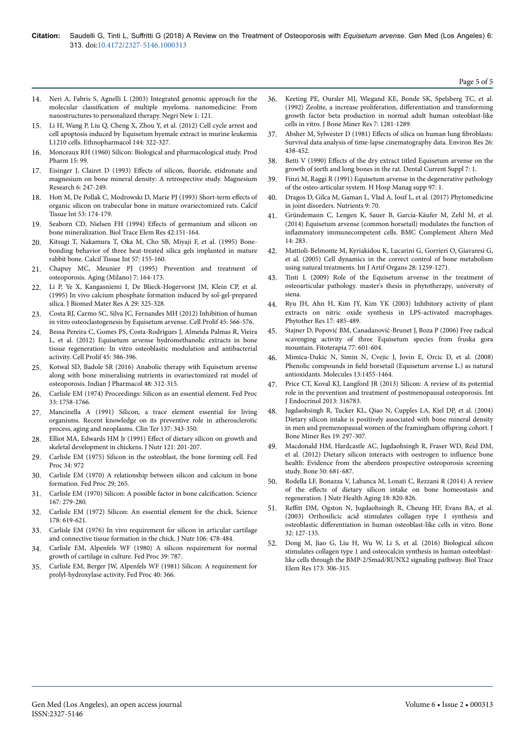14. Neri A, Fabris S, Agnelli L (2003) Integrated genomic approach for the molecular classification of multiple myeloma. nanomedicine: From nanostructures to personalized therapy. Negri New 1: 121.
15. Li H, Wang P, Liu Q, Cheng X, Zhou Y, et al. (2012) Cell cycle arrest and cell apoptosis induced by Equisetum hyemale extract in murine leukemia L1210 cells. Ethnopharmacol 144: 322-327.
16. Monceaux RH (1960) Silicon: Biological and pharmacological study. Prod Pharm 15: 99.
17. Eisinger J, Clairet D (1993) Effects of silicon, fluoride, etidronate and magnesium on bone mineral density: A retrospective study. Magnesium Research 6: 247-249.
18. Hott M, De Pollak C, Modrowski D, Marie PJ (1993) Short-term effects of organic silicon on trabecular bone in mature ovariectomized rats. Calcif Tissue Int 53: 174-179.
19. Seaborn CD, Nielsen FH (1994) Effects of germanium and silicon on bone mineralization. Biol Trace Elem Res 42:151-164.
20. Kitsugi T, Nakamura T, Oka M, Cho SB, Miyaji F, et al. (1995) Bone-bonding behavior of three heat-treated silica gels implanted in mature rabbit bone. Calcif Tissue Int 57: 155-160.
21. Chapuy MC, Meunier PJ (1995) Prevention and treatment of osteoporosis. Aging (Milano) 7: 164-173.
22. Li P, Ye X, Kangasniemi I, De Blieck-Hogervorst JM, Klein CP, et al. (1995) In vivo calcium phosphate formation induced by sol-gel-prepared silica. J Biomed Mater Res A 29: 325-328.
23. Costa RJ, Carmo SC, Silva JC, Fernandes MH (2012) Inhibition of human in vitro osteoclastogenesis by Equisetum arvense. Cell Prolif 45: 566-576.
24. Bessa Pereira C, Gomes PS, Costa-Rodrigues J, Almeida Palmas R, Vieira L, et al. (2012) Equisetum arvense hydromethanolic extracts in bone tissue regeneration: In vitro osteoblastic modulation and antibacterial activity. Cell Prolif 45: 386-396.
25. Kotwal SD, Badole SR (2016) Anabolic therapy with Equisetum arvense along with bone mineralising nutrients in ovariectomized rat model of osteoporosis. Indian J Pharmacol 48: 312-315.
26. Carlisle EM (1974) Proceedings: Silicon as an essential element. Fed Proc 33: 1758-1766.
27. Mancinella A (1991) Silicon, a trace element essential for living organisms. Recent knowledge on its preventive role in atherosclerotic process, aging and neoplasms. Clin Ter 137: 343-350.
28. Elliot MA, Edwards HM Jr (1991) Effect of dietary silicon on growth and skeletal development in chickens. J Nutr 121: 201-207.
29. Carlisle EM (1975) Silicon in the osteoblast, the bone forming cell. Fed Proc 34: 972
30. Carlisle EM (1970) A relationship between silicon and calcium in bone formation. Fed Proc 29; 265.
31. Carlisle EM (1970) Silicon: A possible factor in bone calcification. Science 167: 279-280.
32. Carlisle EM (1972) Silicon: An essential element for the chick. Science 178: 619-621.
33. Carlisle EM (1976) In vivo requirement for silicon in articular cartilage and connective tissue formation in the chick. J Nutr 106: 478-484.
34. Carlisle EM, Alpenfels WF (1980) A silicon requirement for normal growth of cartilage in culture. Fed Proc 39: 787.
35. Carlisle EM, Berger JW, Alpenfels WF (1981) Silicon: A requirement for prolyl-hydroxylase activity. Fed Proc 40: 366.
36. Keeting PE, Oursler MJ, Wiegand KE, Bonde SK, Spelsberg TC, et al. (1992) Zeolite, a increase proliferation, differentiation and transforming growth factor beta production in normal adult human osteoblast-like cells in vitro. J Bone Miner Res 7: 1281-1289.
37. Absher M, Sylwester D (1981) Effects of silica on human lung fibroblasts: Survival data analysis of time-lapse cinematography data. Environ Res 26: 438-452.
38. Betti V (1990) Effects of the dry extract titled Equisetum arvense on the growth of teeth and long bones in the rat. Dental Current Suppl 7: 1.
39. Finzi M, Raggi R (1991) Equisetum arvense in the degenerative pathology of the osteo-articular system. H Hosp Manag supp 97: 1.
40. Dragos D, Gilca M, Gaman L, Vlad A, Iosif L, et al. (2017) Phytomedicine in joint disorders. Nutrients 9: 70.
41. Gründemann C, Lengen K, Sauer B, Garcia-Käufer M, Zehl M, et al. (2014) Equisetum arvense (common horsetail) modulates the function of inflammatory immunecompetent cells. BMC Complement Altern Med 14: 283.
42. Mattioli-Belmonte M, Kyriakidou K, Lucarini G, Gorrieri O, Giavaresi G, et al. (2005) Cell dynamics in the correct control of bone metabolism using natural treatments. Int J Artif Organs 28: 1259-1271.
43. Tinti L (2009) Role of the Equisetum arvense in the treatment of osteoarticular pathology. master's thesis in phytotherapy, university of siena.
44. Ryu JH, Ahn H, Kim JY, Kim YK (2003) Inhibitory activity of plant extracts on nitric oxide synthesis in LPS-activated macrophages. Phytother Res 17: 485-489.
45. Stajner D, Popović BM, Canadanović-Brunet J, Boza P (2006) Free radical scavenging activity of three Equisetum species from fruska gora mountain. Fitoterapia 77: 601-604.
46. Mimica-Dukic N, Simin N, Cvejic J, Jovin E, Orcic D, et al. (2008) Phenolic compounds in field horsetail (Equisetum arvense L.) as natural antioxidants. Molecules 13:1455-1464.
47. Price CT, Koval KJ, Langford JR (2013) Silicon: A review of its potential role in the prevention and treatment of postmenopausal osteoporosis. Int J Endocrinol 2013: 316783.
48. Jugdaohsingh R, Tucker KL, Qiao N, Cupples LA, Kiel DP, et al. (2004) Dietary silicon intake is positively associated with bone mineral density in men and premenopausal women of the framingham offspring cohort. J Bone Miner Res 19: 297-307.
49. Macdonald HM, Hardcastle AC, Jugdaohsingh R, Fraser WD, Reid DM, et al. (2012) Dietary silicon interacts with oestrogen to influence bone health: Evidence from the aberdeen prospective osteoporosis screening study. Bone 50: 681-687.
50. Rodella LF, Bonazza V, Labanca M, Lonati C, Rezzani R (2014) A review of the effects of dietary silicon intake on bone homeostasis and regeneration. J Nutr Health Aging 18: 820-826.
51. Reffitt DM, Ogston N, Jugdaohsingh R, Cheung HF, Evans BA, et al. (2003) Orthosilicic acid stimulates collagen type 1 synthesis and osteoblastic differentiation in human osteoblast-like cells in vitro. Bone 32: 127-135.
52. Dong M, Jiao G, Liu H, Wu W, Li S, et al. (2016) Biological silicon stimulates collagen type 1 and osteocalcin synthesis in human osteoblast-like cells through the BMP-2/Smad/RUNX2 signaling pathway. Biol Trace Elem Res 173: 306-315.